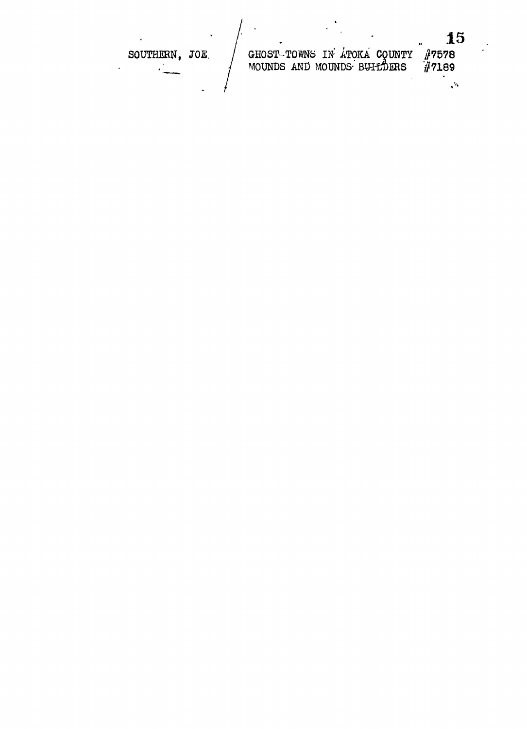SOUTHERN, JOE.

GHOST-TOWNS IN ATOKA COUNTY #7578
MOUNDS AND MOUNDS BUILDERS #7189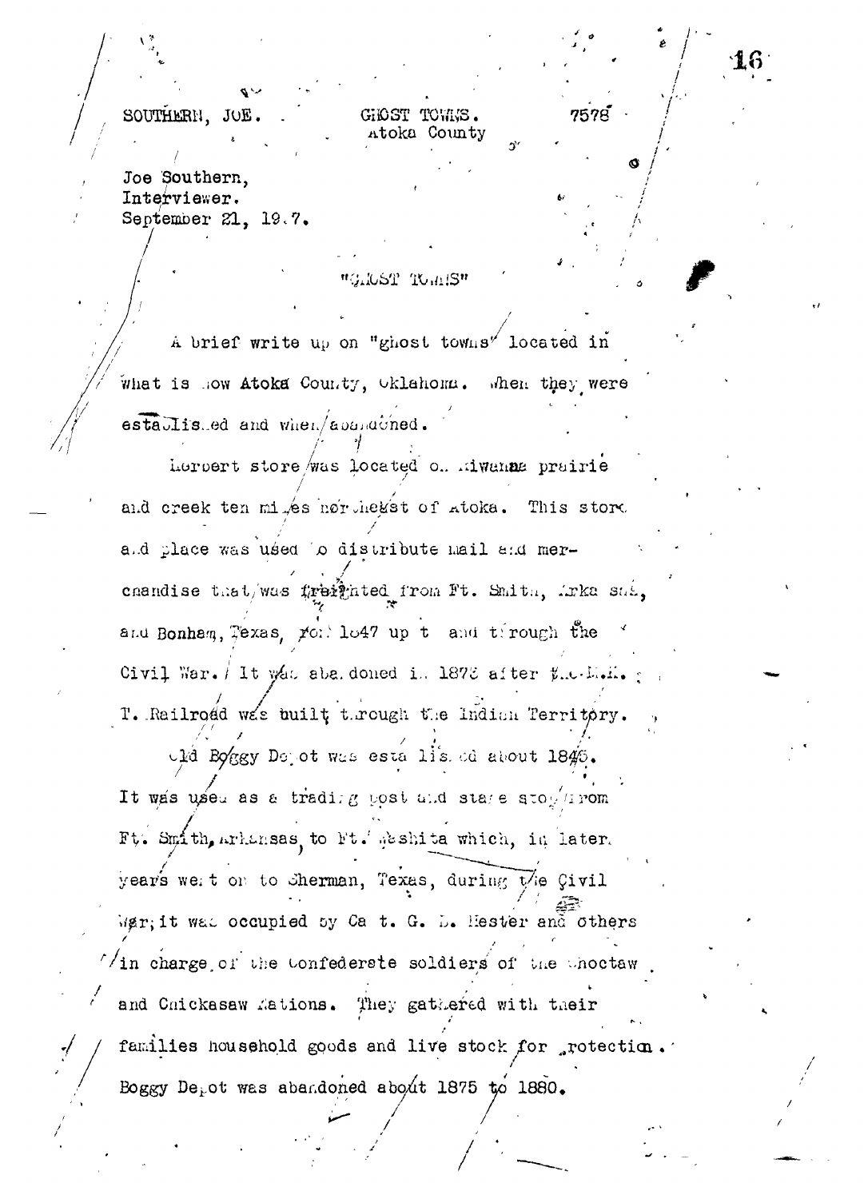SOUTHERN, JOE. GHOST TOWNS. 7578
Atoka County

Joe Southern,
Interviewer.
September 21, 19.7.

"GHOST TOWNS"

A brief write up on "ghost towns" located in what is now Atoka County, Oklahoma. When they were established and when abandoned.

Herbert store was located on Kiwanna prairie and creek ten miles northeast of Atoka. This store and place was used to distribute mail and merchandise that was freighted from Ft. Smith, Arkansas, and Bonham, Texas, from 1847 up to and through the Civil War. It was abandoned in 1873 after the M.K. & T. Railroad was built through the Indian Territory.

Old Boggy Depot was established about 1845. It was used as a trading post and stage stop from Ft. Smith, Arkansas, to Ft. Washita which, in later years went on to Sherman, Texas, during the Civil War; it was occupied by Capt. G. D. Hester and others in charge of the Confederate soldiers of the Choctaw and Chickasaw Nations. They gathered with their families household goods and live stock for protection. Boggy Depot was abandoned about 1875 to 1880.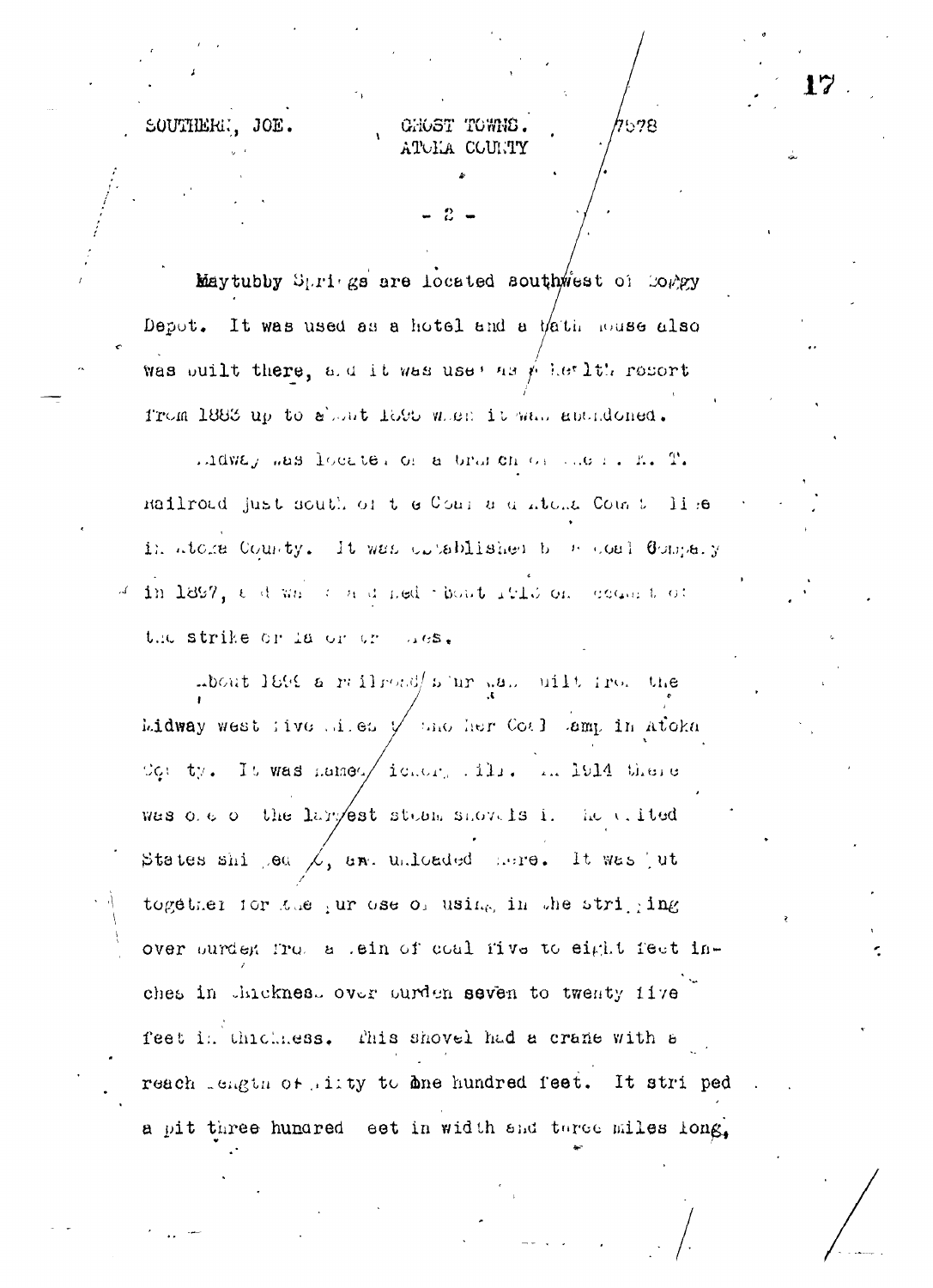SOUTHERN, JOE. GHOST TOWNS. 7578
ATOKA COUNTY

Maytubby Springs are located southwest of Boggy Depot. It was used as a hotel and a bath house also was built there, and it was used as a health resort from 1883 up to about 1895 when it was abandoned.

Midway was located on a branch of the M. K. T. Railroad just south of the Coal and Atoka County line in Atoka County. It was established by a Coal Company in 1897, and was abandoned about 1913 on account of the strike of the coal miners.

About 1899 a railroad spur was built from the Midway west five miles to another Coal Camp in Atoka County. It was named Hickory Hills. In 1914 there was one of the largest steam shovels in the United States shipped to, and unloaded here. It was put together for the purpose of using in the stripping over burden from a vein of coal five to eight feet inches in thickness over burden seven to twenty five feet in thickness. This shovel had a crane with a reach length of fifty to one hundred feet. It stripped a pit three hundred feet in width and three miles long,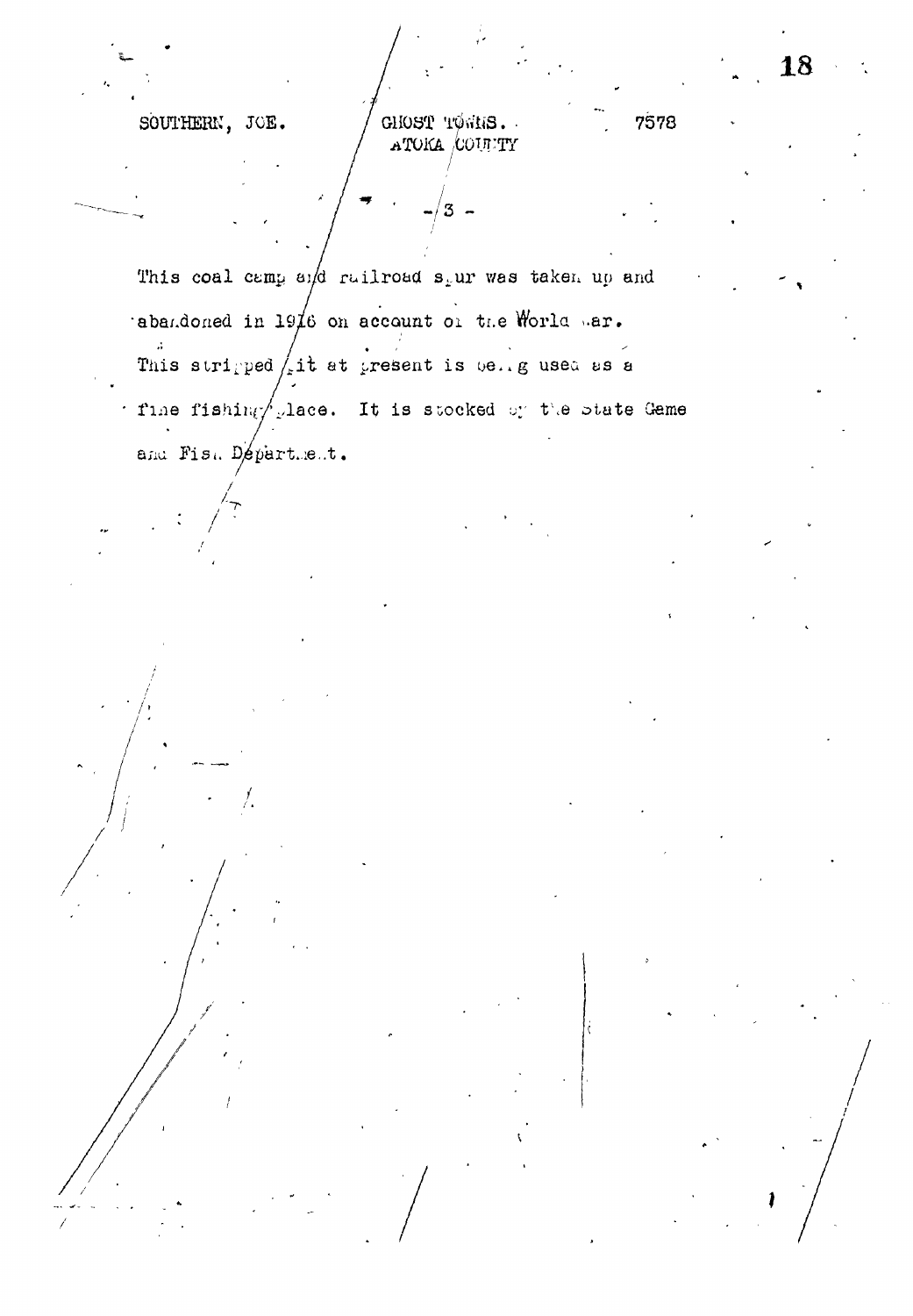This coal camp and railroad spur was taken up and abandoned in 1916 on account of the World War. This stripped pit at present is being used as a fine fishing place. It is stocked by the State Game and Fish Department.